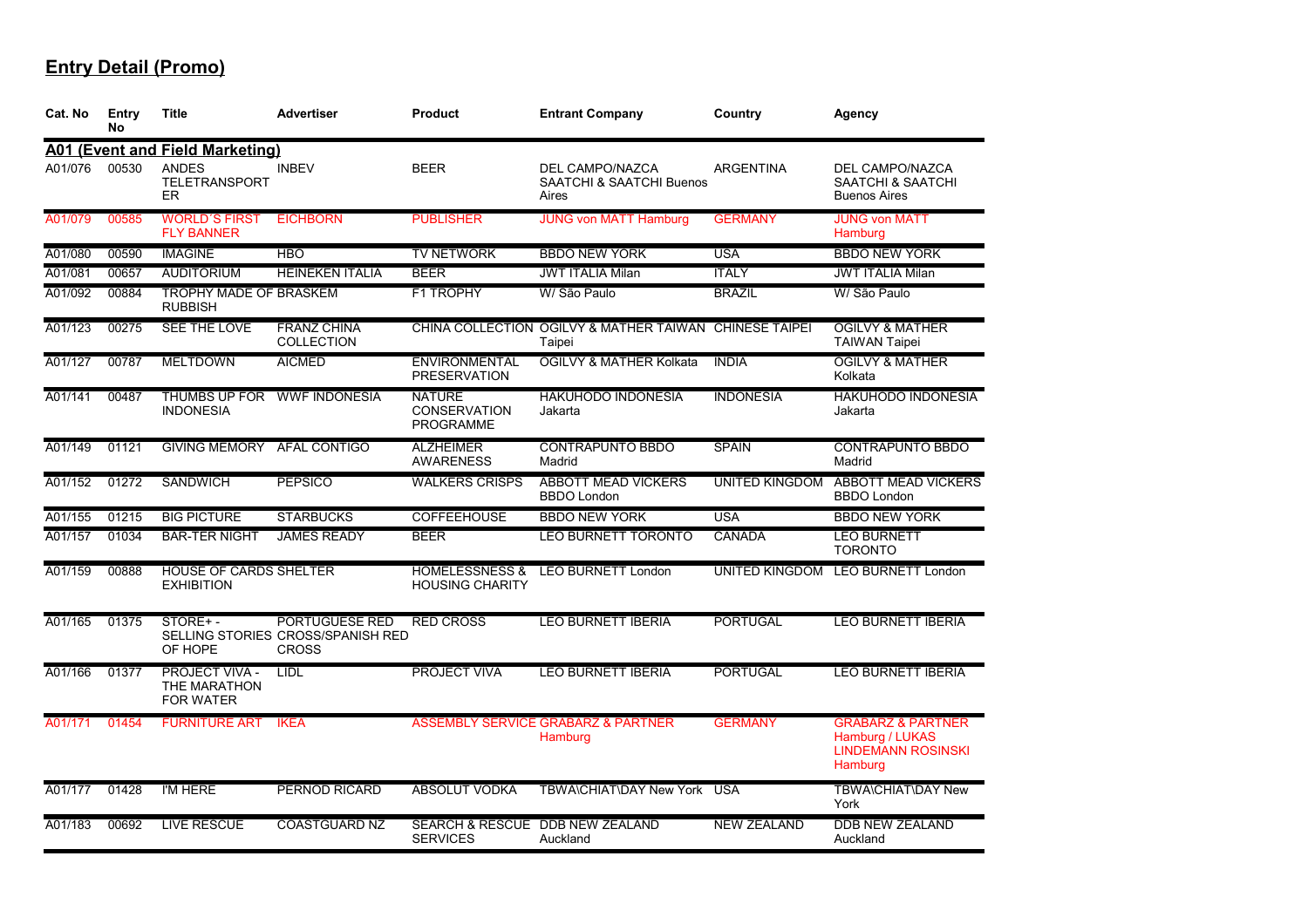## Entry Detail (Promo)

| Cat. No | Entry No | Title | Advertiser | Product | Entrant Company | Country | Agency |
|---|---|---|---|---|---|---|---|
| **A01 (Event and Field Marketing)** | | | | | | | |
| A01/076 | 00530 | ANDES TELETRANSPORTER | INBEV | BEER | DEL CAMPO/NAZCA SAATCHI & SAATCHI Buenos Aires | ARGENTINA | DEL CAMPO/NAZCA SAATCHI & SAATCHI Buenos Aires |
| A01/079 | 00585 | WORLD´S FIRST FLY BANNER | EICHBORN | PUBLISHER | JUNG von MATT Hamburg | GERMANY | JUNG von MATT Hamburg |
| A01/080 | 00590 | IMAGINE | HBO | TV NETWORK | BBDO NEW YORK | USA | BBDO NEW YORK |
| A01/081 | 00657 | AUDITORIUM | HEINEKEN ITALIA | BEER | JWT ITALIA Milan | ITALY | JWT ITALIA Milan |
| A01/092 | 00884 | TROPHY MADE OF RUBBISH | BRASKEM | F1 TROPHY | W/ São Paulo | BRAZIL | W/ São Paulo |
| A01/123 | 00275 | SEE THE LOVE | FRANZ CHINA COLLECTION | CHINA COLLECTION | OGILVY & MATHER TAIWAN Taipei | CHINESE TAIPEI | OGILVY & MATHER TAIWAN Taipei |
| A01/127 | 00787 | MELTDOWN | AICMED | ENVIRONMENTAL PRESERVATION | OGILVY & MATHER Kolkata | INDIA | OGILVY & MATHER Kolkata |
| A01/141 | 00487 | THUMBS UP FOR INDONESIA | WWF INDONESIA | NATURE CONSERVATION PROGRAMME | HAKUHODO INDONESIA Jakarta | INDONESIA | HAKUHODO INDONESIA Jakarta |
| A01/149 | 01121 | GIVING MEMORY | AFAL CONTIGO | ALZHEIMER AWARENESS | CONTRAPUNTO BBDO Madrid | SPAIN | CONTRAPUNTO BBDO Madrid |
| A01/152 | 01272 | SANDWICH | PEPSICO | WALKERS CRISPS | ABBOTT MEAD VICKERS BBDO London | UNITED KINGDOM | ABBOTT MEAD VICKERS BBDO London |
| A01/155 | 01215 | BIG PICTURE | STARBUCKS | COFFEEHOUSE | BBDO NEW YORK | USA | BBDO NEW YORK |
| A01/157 | 01034 | BAR-TER NIGHT | JAMES READY | BEER | LEO BURNETT TORONTO | CANADA | LEO BURNETT TORONTO |
| A01/159 | 00888 | HOUSE OF CARDS EXHIBITION | SHELTER | HOMELESSNESS & HOUSING CHARITY | LEO BURNETT London | UNITED KINGDOM | LEO BURNETT London |
| A01/165 | 01375 | STORE+ - SELLING STORIES OF HOPE | PORTUGUESE RED CROSS/SPANISH RED CROSS | RED CROSS | LEO BURNETT IBERIA | PORTUGAL | LEO BURNETT IBERIA |
| A01/166 | 01377 | PROJECT VIVA - THE MARATHON FOR WATER | LIDL | PROJECT VIVA | LEO BURNETT IBERIA | PORTUGAL | LEO BURNETT IBERIA |
| A01/171 | 01454 | FURNITURE ART | IKEA | ASSEMBLY SERVICE | GRABARZ & PARTNER Hamburg | GERMANY | GRABARZ & PARTNER Hamburg / LUKAS LINDEMANN ROSINSKI Hamburg |
| A01/177 | 01428 | I'M HERE | PERNOD RICARD | ABSOLUT VODKA | TBWA\CHIAT\DAY New York | USA | TBWA\CHIAT\DAY New York |
| A01/183 | 00692 | LIVE RESCUE | COASTGUARD NZ | SEARCH & RESCUE SERVICES | DDB NEW ZEALAND Auckland | NEW ZEALAND | DDB NEW ZEALAND Auckland |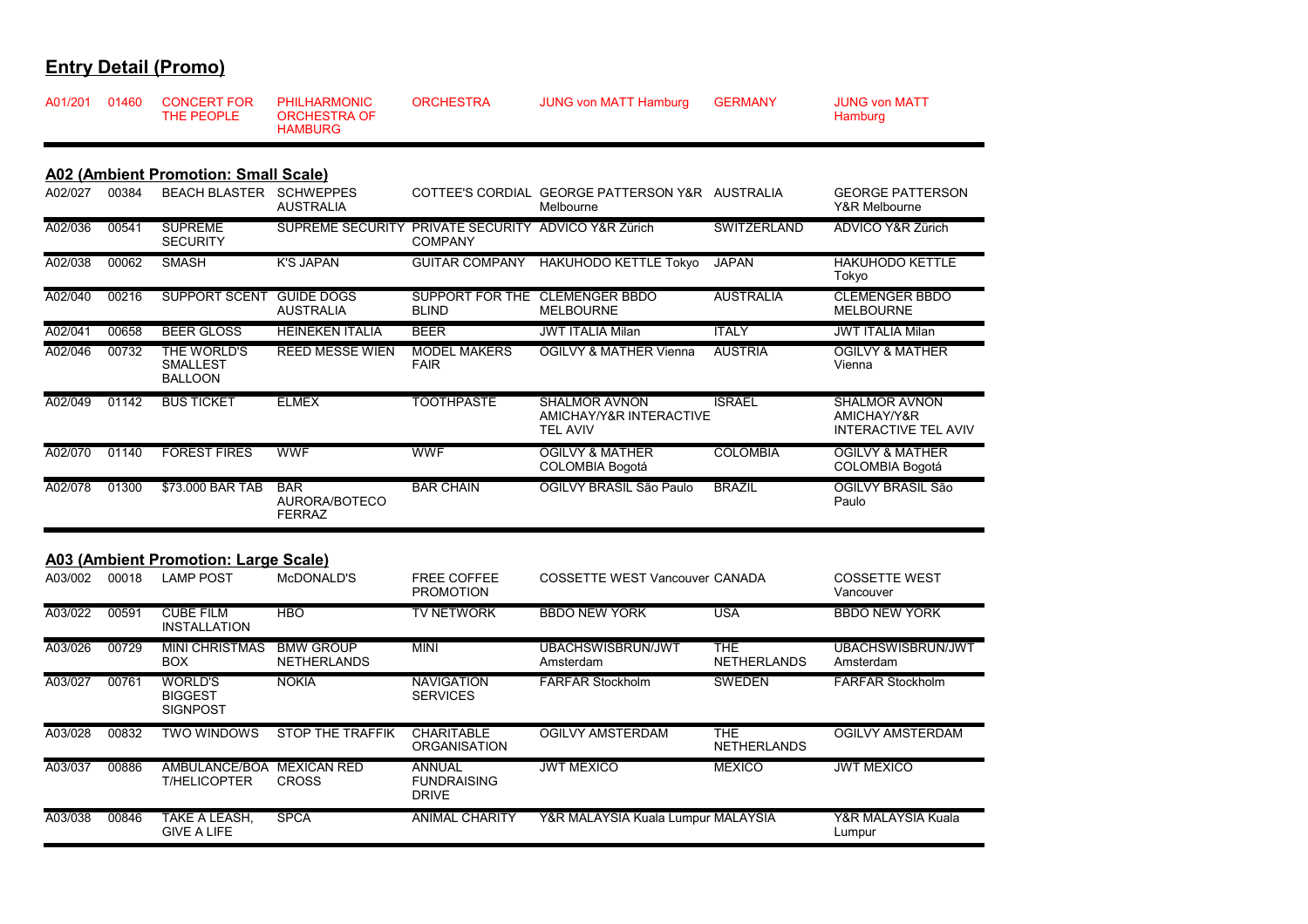## Entry Detail (Promo)

| | | | | | | | |
|---|---|---|---|---|---|---|---|
| A01/201 | 01460 | CONCERT FOR THE PEOPLE | PHILHARMONIC ORCHESTRA OF HAMBURG | ORCHESTRA | JUNG von MATT Hamburg | GERMANY | JUNG von MATT Hamburg |

### A02 (Ambient Promotion: Small Scale)

| | | | | | | | |
|---|---|---|---|---|---|---|---|
| A02/027 | 00384 | BEACH BLASTER | SCHWEPPES AUSTRALIA | COTTEE'S CORDIAL | GEORGE PATTERSON Y&R Melbourne | AUSTRALIA | GEORGE PATTERSON Y&R Melbourne |
| A02/036 | 00541 | SUPREME SECURITY | SUPREME SECURITY | PRIVATE SECURITY COMPANY | ADVICO Y&R Zürich | SWITZERLAND | ADVICO Y&R Zürich |
| A02/038 | 00062 | SMASH | K'S JAPAN | GUITAR COMPANY | HAKUHODO KETTLE Tokyo | JAPAN | HAKUHODO KETTLE Tokyo |
| A02/040 | 00216 | SUPPORT SCENT | GUIDE DOGS AUSTRALIA | SUPPORT FOR THE BLIND | CLEMENGER BBDO MELBOURNE | AUSTRALIA | CLEMENGER BBDO MELBOURNE |
| A02/041 | 00658 | BEER GLOSS | HEINEKEN ITALIA | BEER | JWT ITALIA Milan | ITALY | JWT ITALIA Milan |
| A02/046 | 00732 | THE WORLD'S SMALLEST BALLOON | REED MESSE WIEN | MODEL MAKERS FAIR | OGILVY & MATHER Vienna | AUSTRIA | OGILVY & MATHER Vienna |
| A02/049 | 01142 | BUS TICKET | ELMEX | TOOTHPASTE | SHALMOR AVNON AMICHAY/Y&R INTERACTIVE TEL AVIV | ISRAEL | SHALMOR AVNON AMICHAY/Y&R INTERACTIVE TEL AVIV |
| A02/070 | 01140 | FOREST FIRES | WWF | WWF | OGILVY & MATHER COLOMBIA Bogotá | COLOMBIA | OGILVY & MATHER COLOMBIA Bogotá |
| A02/078 | 01300 | $73.000 BAR TAB | BAR AURORA/BOTECO FERRAZ | BAR CHAIN | OGILVY BRASIL São Paulo | BRAZIL | OGILVY BRASIL São Paulo |

### A03 (Ambient Promotion: Large Scale)

| | | | | | | | |
|---|---|---|---|---|---|---|---|
| A03/002 | 00018 | LAMP POST | McDONALD'S | FREE COFFEE PROMOTION | COSSETTE WEST Vancouver | CANADA | COSSETTE WEST Vancouver |
| A03/022 | 00591 | CUBE FILM INSTALLATION | HBO | TV NETWORK | BBDO NEW YORK | USA | BBDO NEW YORK |
| A03/026 | 00729 | MINI CHRISTMAS BOX | BMW GROUP NETHERLANDS | MINI | UBACHSWISBRUN/JWT Amsterdam | THE NETHERLANDS | UBACHSWISBRUN/JWT Amsterdam |
| A03/027 | 00761 | WORLD'S BIGGEST SIGNPOST | NOKIA | NAVIGATION SERVICES | FARFAR Stockholm | SWEDEN | FARFAR Stockholm |
| A03/028 | 00832 | TWO WINDOWS | STOP THE TRAFFIK | CHARITABLE ORGANISATION | OGILVY AMSTERDAM | THE NETHERLANDS | OGILVY AMSTERDAM |
| A03/037 | 00886 | AMBULANCE/BOAT/HELICOPTER | MEXICAN RED CROSS | ANNUAL FUNDRAISING DRIVE | JWT MEXICO | MEXICO | JWT MEXICO |
| A03/038 | 00846 | TAKE A LEASH, GIVE A LIFE | SPCA | ANIMAL CHARITY | Y&R MALAYSIA Kuala Lumpur | MALAYSIA | Y&R MALAYSIA Kuala Lumpur |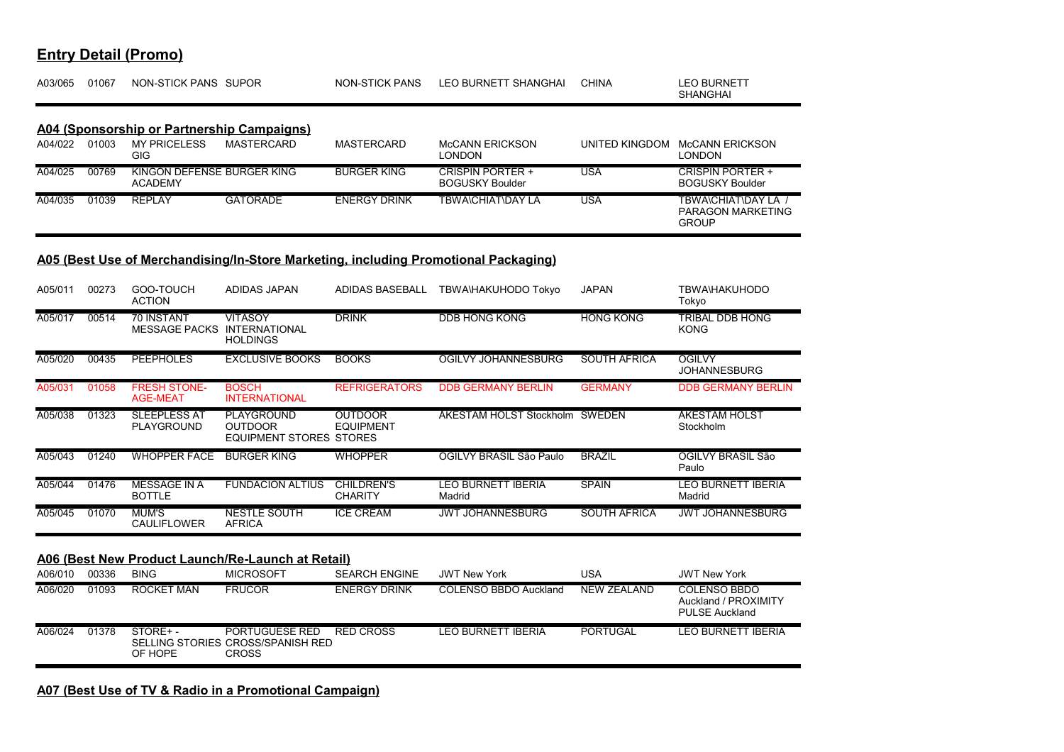## Entry Detail (Promo)

| | | | | | | | |
|---|---|---|---|---|---|---|---|
| A03/065 | 01067 | NON-STICK PANS | SUPOR | NON-STICK PANS | LEO BURNETT SHANGHAI | CHINA | LEO BURNETT SHANGHAI |

### A04 (Sponsorship or Partnership Campaigns)

| | | | | | | | |
|---|---|---|---|---|---|---|---|
| A04/022 | 01003 | MY PRICELESS GIG | MASTERCARD | MASTERCARD | McCANN ERICKSON LONDON | UNITED KINGDOM | McCANN ERICKSON LONDON |
| A04/025 | 00769 | KINGON DEFENSE ACADEMY | BURGER KING | BURGER KING | CRISPIN PORTER + BOGUSKY Boulder | USA | CRISPIN PORTER + BOGUSKY Boulder |
| A04/035 | 01039 | REPLAY | GATORADE | ENERGY DRINK | TBWA\CHIAT\DAY LA | USA | TBWA\CHIAT\DAY LA / PARAGON MARKETING GROUP |

### A05 (Best Use of Merchandising/In-Store Marketing, including Promotional Packaging)

| | | | | | | | |
|---|---|---|---|---|---|---|---|
| A05/011 | 00273 | GOO-TOUCH ACTION | ADIDAS JAPAN | ADIDAS BASEBALL | TBWA\HAKUHODO Tokyo | JAPAN | TBWA\HAKUHODO Tokyo |
| A05/017 | 00514 | 70 INSTANT MESSAGE PACKS | VITASOY INTERNATIONAL HOLDINGS | DRINK | DDB HONG KONG | HONG KONG | TRIBAL DDB HONG KONG |
| A05/020 | 00435 | PEEPHOLES | EXCLUSIVE BOOKS | BOOKS | OGILVY JOHANNESBURG | SOUTH AFRICA | OGILVY JOHANNESBURG |
| A05/031 | 01058 | FRESH STONE-AGE-MEAT | BOSCH INTERNATIONAL | REFRIGERATORS | DDB GERMANY BERLIN | GERMANY | DDB GERMANY BERLIN |
| A05/038 | 01323 | SLEEPLESS AT PLAYGROUND | PLAYGROUND OUTDOOR EQUIPMENT STORES | OUTDOOR EQUIPMENT STORES | ÅKESTAM HOLST Stockholm | SWEDEN | ÅKESTAM HOLST Stockholm |
| A05/043 | 01240 | WHOPPER FACE | BURGER KING | WHOPPER | OGILVY BRASIL São Paulo | BRAZIL | OGILVY BRASIL São Paulo |
| A05/044 | 01476 | MESSAGE IN A BOTTLE | FUNDACION ALTIUS | CHILDREN'S CHARITY | LEO BURNETT IBERIA Madrid | SPAIN | LEO BURNETT IBERIA Madrid |
| A05/045 | 01070 | MUM'S CAULIFLOWER | NESTLE SOUTH AFRICA | ICE CREAM | JWT JOHANNESBURG | SOUTH AFRICA | JWT JOHANNESBURG |

### A06 (Best New Product Launch/Re-Launch at Retail)

| | | | | | | | |
|---|---|---|---|---|---|---|---|
| A06/010 | 00336 | BING | MICROSOFT | SEARCH ENGINE | JWT New York | USA | JWT New York |
| A06/020 | 01093 | ROCKET MAN | FRUCOR | ENERGY DRINK | COLENSO BBDO Auckland | NEW ZEALAND | COLENSO BBDO Auckland / PROXIMITY PULSE Auckland |
| A06/024 | 01378 | STORE+ - SELLING STORIES OF HOPE | PORTUGUESE RED CROSS/SPANISH RED CROSS | RED CROSS | LEO BURNETT IBERIA | PORTUGAL | LEO BURNETT IBERIA |

### A07 (Best Use of TV & Radio in a Promotional Campaign)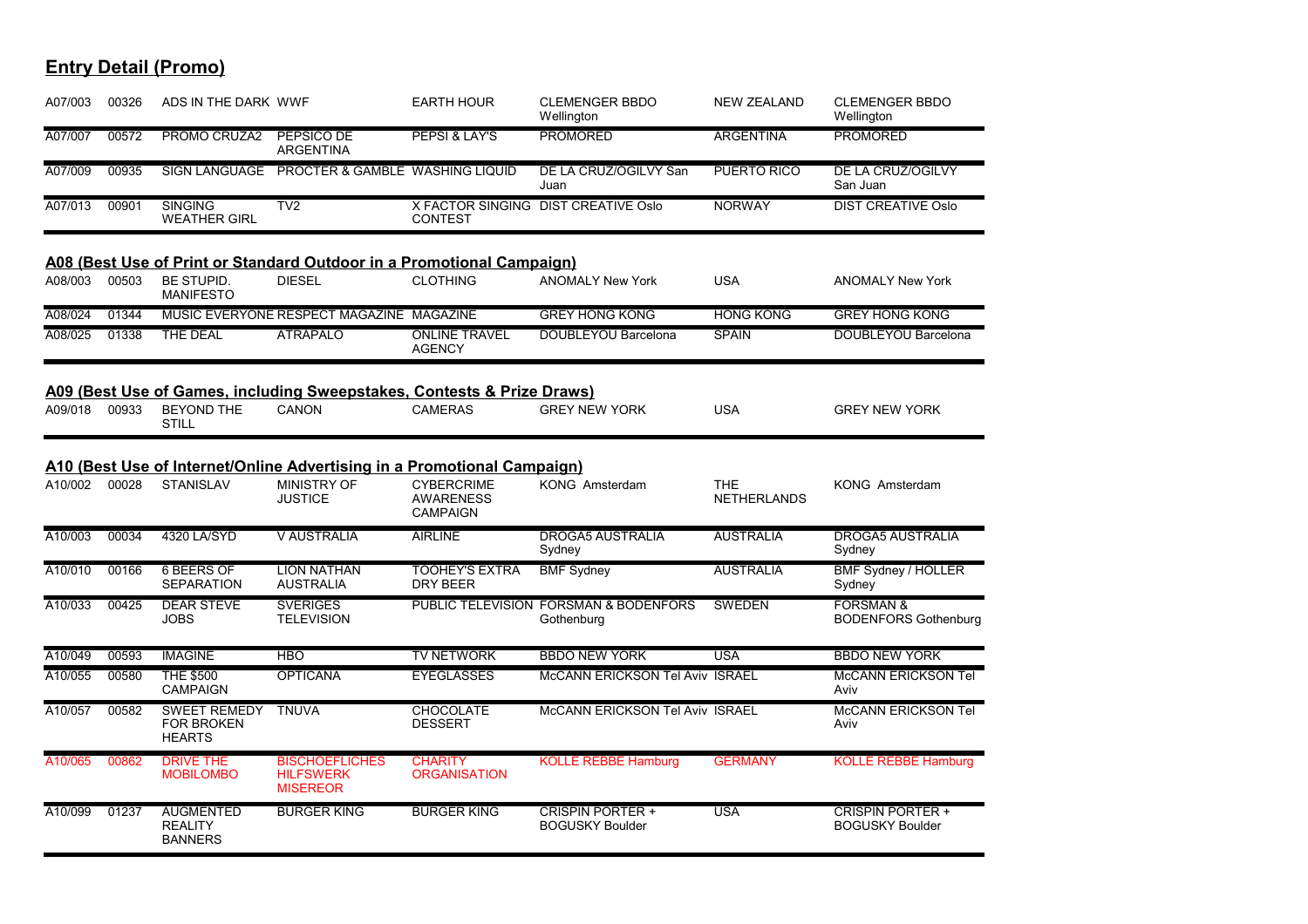## Entry Detail (Promo)

| | | | | | | | |
|---|---|---|---|---|---|---|---|
| A07/003 | 00326 | ADS IN THE DARK | WWF | EARTH HOUR | CLEMENGER BBDO Wellington | NEW ZEALAND | CLEMENGER BBDO Wellington |
| A07/007 | 00572 | PROMO CRUZA2 | PEPSICO DE ARGENTINA | PEPSI & LAY'S | PROMORED | ARGENTINA | PROMORED |
| A07/009 | 00935 | SIGN LANGUAGE | PROCTER & GAMBLE | WASHING LIQUID | DE LA CRUZ/OGILVY San Juan | PUERTO RICO | DE LA CRUZ/OGILVY San Juan |
| A07/013 | 00901 | SINGING WEATHER GIRL | TV2 | X FACTOR SINGING CONTEST | DIST CREATIVE Oslo | NORWAY | DIST CREATIVE Oslo |

### A08 (Best Use of Print or Standard Outdoor in a Promotional Campaign)

| | | | | | | | |
|---|---|---|---|---|---|---|---|
| A08/003 | 00503 | BE STUPID. MANIFESTO | DIESEL | CLOTHING | ANOMALY New York | USA | ANOMALY New York |
| A08/024 | 01344 | MUSIC EVERYONE | RESPECT MAGAZINE | MAGAZINE | GREY HONG KONG | HONG KONG | GREY HONG KONG |
| A08/025 | 01338 | THE DEAL | ATRAPALO | ONLINE TRAVEL AGENCY | DOUBLEYOU Barcelona | SPAIN | DOUBLEYOU Barcelona |

### A09 (Best Use of Games, including Sweepstakes, Contests & Prize Draws)

| | | | | | | | |
|---|---|---|---|---|---|---|---|
| A09/018 | 00933 | BEYOND THE STILL | CANON | CAMERAS | GREY NEW YORK | USA | GREY NEW YORK |

### A10 (Best Use of Internet/Online Advertising in a Promotional Campaign)

| | | | | | | | |
|---|---|---|---|---|---|---|---|
| A10/002 | 00028 | STANISLAV | MINISTRY OF JUSTICE | CYBERCRIME AWARENESS CAMPAIGN | KONG Amsterdam | THE NETHERLANDS | KONG Amsterdam |
| A10/003 | 00034 | 4320 LA/SYD | V AUSTRALIA | AIRLINE | DROGA5 AUSTRALIA Sydney | AUSTRALIA | DROGA5 AUSTRALIA Sydney |
| A10/010 | 00166 | 6 BEERS OF SEPARATION | LION NATHAN AUSTRALIA | TOOHEY'S EXTRA DRY BEER | BMF Sydney | AUSTRALIA | BMF Sydney / HOLLER Sydney |
| A10/033 | 00425 | DEAR STEVE JOBS | SVERIGES TELEVISION | PUBLIC TELEVISION | FORSMAN & BODENFORS Gothenburg | SWEDEN | FORSMAN & BODENFORS Gothenburg |
| A10/049 | 00593 | IMAGINE | HBO | TV NETWORK | BBDO NEW YORK | USA | BBDO NEW YORK |
| A10/055 | 00580 | THE $500 CAMPAIGN | OPTICANA | EYEGLASSES | McCANN ERICKSON Tel Aviv | ISRAEL | McCANN ERICKSON Tel Aviv |
| A10/057 | 00582 | SWEET REMEDY FOR BROKEN HEARTS | TNUVA | CHOCOLATE DESSERT | McCANN ERICKSON Tel Aviv | ISRAEL | McCANN ERICKSON Tel Aviv |
| A10/065 | 00862 | DRIVE THE MOBILOMBO | BISCHOEFLICHES HILFSWERK MISEREOR | CHARITY ORGANISATION | KOLLE REBBE Hamburg | GERMANY | KOLLE REBBE Hamburg |
| A10/099 | 01237 | AUGMENTED REALITY BANNERS | BURGER KING | BURGER KING | CRISPIN PORTER + BOGUSKY Boulder | USA | CRISPIN PORTER + BOGUSKY Boulder |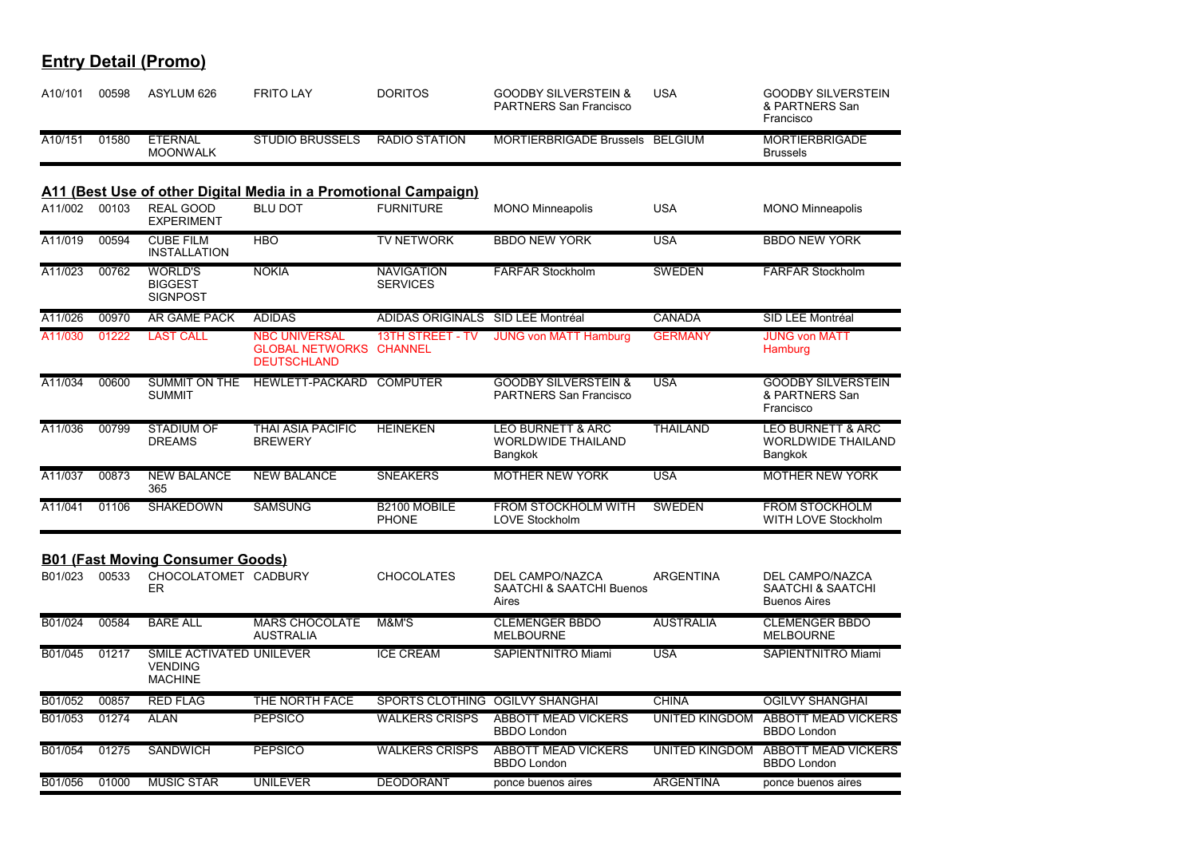## Entry Detail (Promo)

| | | | | | | | |
|---|---|---|---|---|---|---|---|
| A10/101 | 00598 | ASYLUM 626 | FRITO LAY | DORITOS | GOODBY SILVERSTEIN & PARTNERS San Francisco | USA | GOODBY SILVERSTEIN & PARTNERS San Francisco |
| A10/151 | 01580 | ETERNAL MOONWALK | STUDIO BRUSSELS | RADIO STATION | MORTIERBRIGADE Brussels | BELGIUM | MORTIERBRIGADE Brussels |

### A11 (Best Use of other Digital Media in a Promotional Campaign)

| | | | | | | | |
|---|---|---|---|---|---|---|---|
| A11/002 | 00103 | REAL GOOD EXPERIMENT | BLU DOT | FURNITURE | MONO Minneapolis | USA | MONO Minneapolis |
| A11/019 | 00594 | CUBE FILM INSTALLATION | HBO | TV NETWORK | BBDO NEW YORK | USA | BBDO NEW YORK |
| A11/023 | 00762 | WORLD'S BIGGEST SIGNPOST | NOKIA | NAVIGATION SERVICES | FARFAR Stockholm | SWEDEN | FARFAR Stockholm |
| A11/026 | 00970 | AR GAME PACK | ADIDAS | ADIDAS ORIGINALS | SID LEE Montréal | CANADA | SID LEE Montréal |
| A11/030 | 01222 | LAST CALL | NBC UNIVERSAL GLOBAL NETWORKS DEUTSCHLAND | 13TH STREET - TV CHANNEL | JUNG von MATT Hamburg | GERMANY | JUNG von MATT Hamburg |
| A11/034 | 00600 | SUMMIT ON THE SUMMIT | HEWLETT-PACKARD | COMPUTER | GOODBY SILVERSTEIN & PARTNERS San Francisco | USA | GOODBY SILVERSTEIN & PARTNERS San Francisco |
| A11/036 | 00799 | STADIUM OF DREAMS | THAI ASIA PACIFIC BREWERY | HEINEKEN | LEO BURNETT & ARC WORLDWIDE THAILAND Bangkok | THAILAND | LEO BURNETT & ARC WORLDWIDE THAILAND Bangkok |
| A11/037 | 00873 | NEW BALANCE 365 | NEW BALANCE | SNEAKERS | MOTHER NEW YORK | USA | MOTHER NEW YORK |
| A11/041 | 01106 | SHAKEDOWN | SAMSUNG | B2100 MOBILE PHONE | FROM STOCKHOLM WITH LOVE Stockholm | SWEDEN | FROM STOCKHOLM WITH LOVE Stockholm |

### B01 (Fast Moving Consumer Goods)

| | | | | | | | |
|---|---|---|---|---|---|---|---|
| B01/023 | 00533 | CHOCOLATOMETER | CADBURY | CHOCOLATES | DEL CAMPO/NAZCA SAATCHI & SAATCHI Buenos Aires | ARGENTINA | DEL CAMPO/NAZCA SAATCHI & SAATCHI Buenos Aires |
| B01/024 | 00584 | BARE ALL | MARS CHOCOLATE AUSTRALIA | M&M'S | CLEMENGER BBDO MELBOURNE | AUSTRALIA | CLEMENGER BBDO MELBOURNE |
| B01/045 | 01217 | SMILE ACTIVATED VENDING MACHINE | UNILEVER | ICE CREAM | SAPIENTNITRO Miami | USA | SAPIENTNITRO Miami |
| B01/052 | 00857 | RED FLAG | THE NORTH FACE | SPORTS CLOTHING | OGILVY SHANGHAI | CHINA | OGILVY SHANGHAI |
| B01/053 | 01274 | ALAN | PEPSICO | WALKERS CRISPS | ABBOTT MEAD VICKERS BBDO London | UNITED KINGDOM | ABBOTT MEAD VICKERS BBDO London |
| B01/054 | 01275 | SANDWICH | PEPSICO | WALKERS CRISPS | ABBOTT MEAD VICKERS BBDO London | UNITED KINGDOM | ABBOTT MEAD VICKERS BBDO London |
| B01/056 | 01000 | MUSIC STAR | UNILEVER | DEODORANT | ponce buenos aires | ARGENTINA | ponce buenos aires |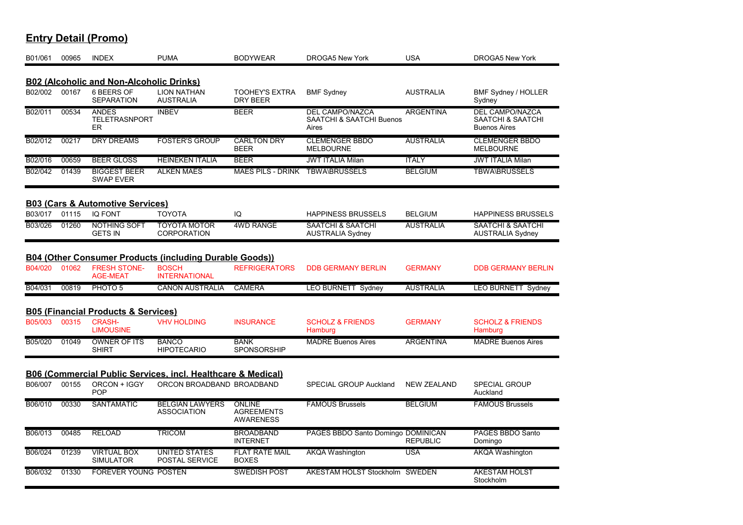## Entry Detail (Promo)

| | | | | | | | |
|---|---|---|---|---|---|---|---|
| B01/061 | 00965 | INDEX | PUMA | BODYWEAR | DROGA5 New York | USA | DROGA5 New York |

### B02 (Alcoholic and Non-Alcoholic Drinks)

| | | | | | | | |
|---|---|---|---|---|---|---|---|
| B02/002 | 00167 | 6 BEERS OF SEPARATION | LION NATHAN AUSTRALIA | TOOHEY'S EXTRA DRY BEER | BMF Sydney | AUSTRALIA | BMF Sydney / HOLLER Sydney |
| B02/011 | 00534 | ANDES TELETRASNPORTER | INBEV | BEER | DEL CAMPO/NAZCA SAATCHI & SAATCHI Buenos Aires | ARGENTINA | DEL CAMPO/NAZCA SAATCHI & SAATCHI Buenos Aires |
| B02/012 | 00217 | DRY DREAMS | FOSTER'S GROUP | CARLTON DRY BEER | CLEMENGER BBDO MELBOURNE | AUSTRALIA | CLEMENGER BBDO MELBOURNE |
| B02/016 | 00659 | BEER GLOSS | HEINEKEN ITALIA | BEER | JWT ITALIA Milan | ITALY | JWT ITALIA Milan |
| B02/042 | 01439 | BIGGEST BEER SWAP EVER | ALKEN MAES | MAES PILS - DRINK | TBWA\BRUSSELS | BELGIUM | TBWA\BRUSSELS |

### B03 (Cars & Automotive Services)

| | | | | | | | |
|---|---|---|---|---|---|---|---|
| B03/017 | 01115 | IQ FONT | TOYOTA | IQ | HAPPINESS BRUSSELS | BELGIUM | HAPPINESS BRUSSELS |
| B03/026 | 01260 | NOTHING SOFT GETS IN | TOYOTA MOTOR CORPORATION | 4WD RANGE | SAATCHI & SAATCHI AUSTRALIA Sydney | AUSTRALIA | SAATCHI & SAATCHI AUSTRALIA Sydney |

### B04 (Other Consumer Products (including Durable Goods))

| | | | | | | | |
|---|---|---|---|---|---|---|---|
| B04/020 | 01062 | FRESH STONE-AGE-MEAT | BOSCH INTERNATIONAL | REFRIGERATORS | DDB GERMANY BERLIN | GERMANY | DDB GERMANY BERLIN |
| B04/031 | 00819 | PHOTO 5 | CANON AUSTRALIA | CAMERA | LEO BURNETT Sydney | AUSTRALIA | LEO BURNETT Sydney |

### B05 (Financial Products & Services)

| | | | | | | | |
|---|---|---|---|---|---|---|---|
| B05/003 | 00315 | CRASH-LIMOUSINE | VHV HOLDING | INSURANCE | SCHOLZ & FRIENDS Hamburg | GERMANY | SCHOLZ & FRIENDS Hamburg |
| B05/020 | 01049 | OWNER OF ITS SHIRT | BANCO HIPOTECARIO | BANK SPONSORSHIP | MADRE Buenos Aires | ARGENTINA | MADRE Buenos Aires |

### B06 (Commercial Public Services, incl. Healthcare & Medical)

| | | | | | | | |
|---|---|---|---|---|---|---|---|
| B06/007 | 00155 | ORCON + IGGY POP | ORCON BROADBAND | BROADBAND | SPECIAL GROUP Auckland | NEW ZEALAND | SPECIAL GROUP Auckland |
| B06/010 | 00330 | SANTAMATIC | BELGIAN LAWYERS ASSOCIATION | ONLINE AGREEMENTS AWARENESS | FAMOUS Brussels | BELGIUM | FAMOUS Brussels |
| B06/013 | 00485 | RELOAD | TRICOM | BROADBAND INTERNET | PAGES BBDO Santo Domingo | DOMINICAN REPUBLIC | PAGES BBDO Santo Domingo |
| B06/024 | 01239 | VIRTUAL BOX SIMULATOR | UNITED STATES POSTAL SERVICE | FLAT RATE MAIL BOXES | AKQA Washington | USA | AKQA Washington |
| B06/032 | 01330 | FOREVER YOUNG | POSTEN | SWEDISH POST | ÅKESTAM HOLST Stockholm | SWEDEN | ÅKESTAM HOLST Stockholm |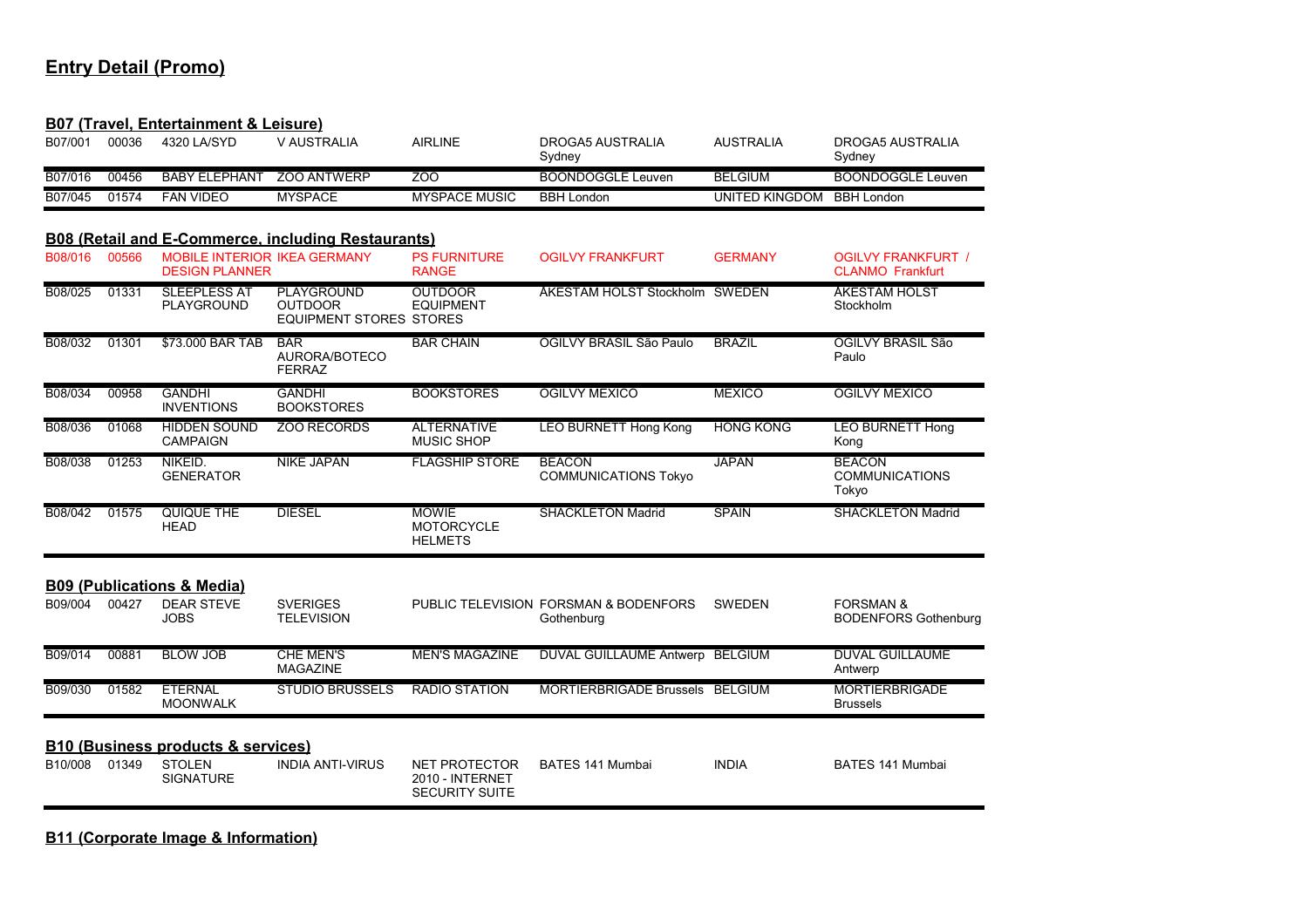## Entry Detail (Promo)

### B07 (Travel, Entertainment & Leisure)

| | | | | | | | |
|---|---|---|---|---|---|---|---|
| B07/001 | 00036 | 4320 LA/SYD | V AUSTRALIA | AIRLINE | DROGA5 AUSTRALIA Sydney | AUSTRALIA | DROGA5 AUSTRALIA Sydney |
| B07/016 | 00456 | BABY ELEPHANT | ZOO ANTWERP | ZOO | BOONDOGGLE Leuven | BELGIUM | BOONDOGGLE Leuven |
| B07/045 | 01574 | FAN VIDEO | MYSPACE | MYSPACE MUSIC | BBH London | UNITED KINGDOM | BBH London |

### B08 (Retail and E-Commerce, including Restaurants)

| | | | | | | | |
|---|---|---|---|---|---|---|---|
| B08/016 | 00566 | MOBILE INTERIOR DESIGN PLANNER | IKEA GERMANY | PS FURNITURE RANGE | OGILVY FRANKFURT | GERMANY | OGILVY FRANKFURT / CLANMO Frankfurt |
| B08/025 | 01331 | SLEEPLESS AT PLAYGROUND | PLAYGROUND OUTDOOR EQUIPMENT STORES | OUTDOOR EQUIPMENT STORES | ÅKESTAM HOLST Stockholm | SWEDEN | ÅKESTAM HOLST Stockholm |
| B08/032 | 01301 | $73.000 BAR TAB | BAR AURORA/BOTECO FERRAZ | BAR CHAIN | OGILVY BRASIL São Paulo | BRAZIL | OGILVY BRASIL São Paulo |
| B08/034 | 00958 | GANDHI INVENTIONS | GANDHI BOOKSTORES | BOOKSTORES | OGILVY MEXICO | MEXICO | OGILVY MEXICO |
| B08/036 | 01068 | HIDDEN SOUND CAMPAIGN | ZOO RECORDS | ALTERNATIVE MUSIC SHOP | LEO BURNETT Hong Kong | HONG KONG | LEO BURNETT Hong Kong |
| B08/038 | 01253 | NIKEID. GENERATOR | NIKE JAPAN | FLAGSHIP STORE | BEACON COMMUNICATIONS Tokyo | JAPAN | BEACON COMMUNICATIONS Tokyo |
| B08/042 | 01575 | QUIQUE THE HEAD | DIESEL | MOWIE MOTORCYCLE HELMETS | SHACKLETON Madrid | SPAIN | SHACKLETON Madrid |

### B09 (Publications & Media)

| | | | | | | | |
|---|---|---|---|---|---|---|---|
| B09/004 | 00427 | DEAR STEVE JOBS | SVERIGES TELEVISION | PUBLIC TELEVISION | FORSMAN & BODENFORS Gothenburg | SWEDEN | FORSMAN & BODENFORS Gothenburg |
| B09/014 | 00881 | BLOW JOB | CHE MEN'S MAGAZINE | MEN'S MAGAZINE | DUVAL GUILLAUME Antwerp | BELGIUM | DUVAL GUILLAUME Antwerp |
| B09/030 | 01582 | ETERNAL MOONWALK | STUDIO BRUSSELS | RADIO STATION | MORTIERBRIGADE Brussels | BELGIUM | MORTIERBRIGADE Brussels |

### B10 (Business products & services)

| | | | | | | | |
|---|---|---|---|---|---|---|---|
| B10/008 | 01349 | STOLEN SIGNATURE | INDIA ANTI-VIRUS | NET PROTECTOR 2010 - INTERNET SECURITY SUITE | BATES 141 Mumbai | INDIA | BATES 141 Mumbai |

### B11 (Corporate Image & Information)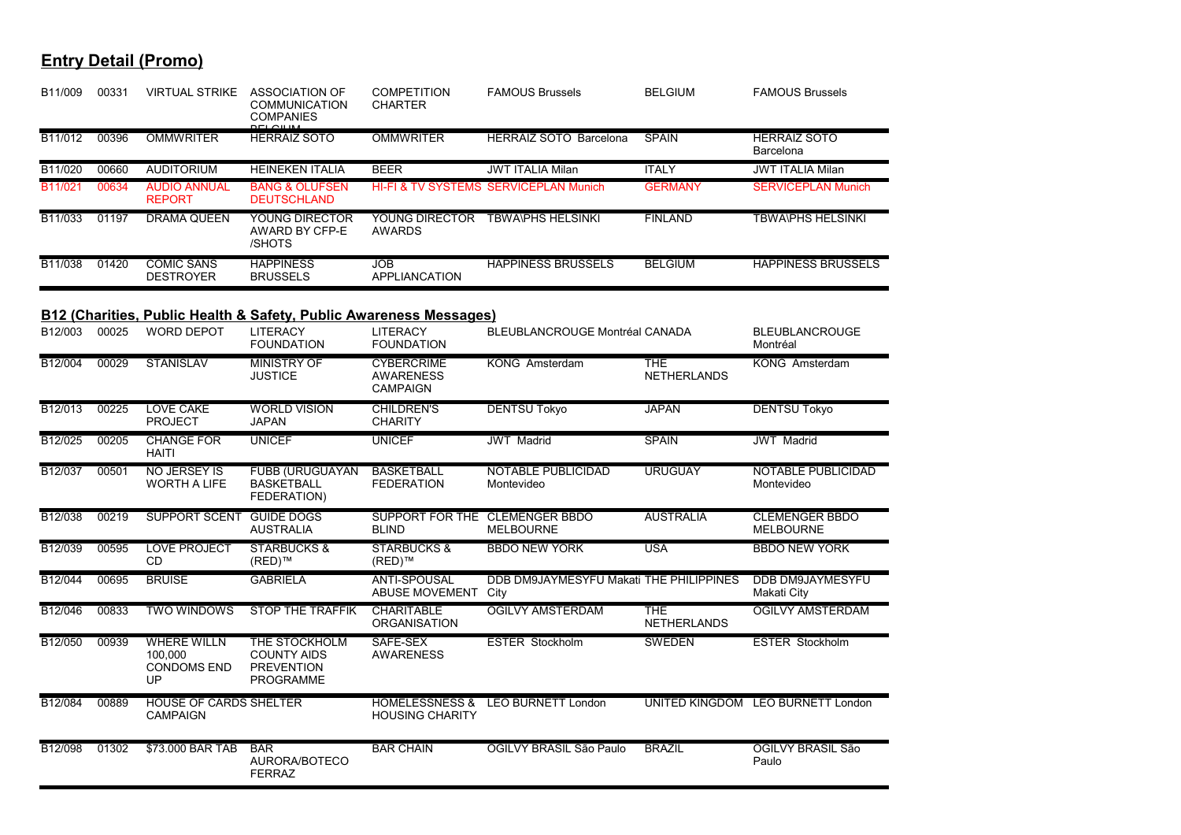## Entry Detail (Promo)

| | | | | | | | |
|---|---|---|---|---|---|---|---|
| B11/009 | 00331 | VIRTUAL STRIKE | ASSOCIATION OF COMMUNICATION COMPANIES BELGIUM | COMPETITION CHARTER | FAMOUS Brussels | BELGIUM | FAMOUS Brussels |
| B11/012 | 00396 | OMMWRITER | HERRAIZ SOTO | OMMWRITER | HERRAIZ SOTO Barcelona | SPAIN | HERRAIZ SOTO Barcelona |
| B11/020 | 00660 | AUDITORIUM | HEINEKEN ITALIA | BEER | JWT ITALIA Milan | ITALY | JWT ITALIA Milan |
| B11/021 | 00634 | AUDIO ANNUAL REPORT | BANG & OLUFSEN DEUTSCHLAND | HI-FI & TV SYSTEMS | SERVICEPLAN Munich | GERMANY | SERVICEPLAN Munich |
| B11/033 | 01197 | DRAMA QUEEN | YOUNG DIRECTOR AWARD BY CFP-E /SHOTS | YOUNG DIRECTOR AWARDS | TBWA\PHS HELSINKI | FINLAND | TBWA\PHS HELSINKI |
| B11/038 | 01420 | COMIC SANS DESTROYER | HAPPINESS BRUSSELS | JOB APPLIANCATION | HAPPINESS BRUSSELS | BELGIUM | HAPPINESS BRUSSELS |

## B12 (Charities, Public Health & Safety, Public Awareness Messages)

| | | | | | | | |
|---|---|---|---|---|---|---|---|
| B12/003 | 00025 | WORD DEPOT | LITERACY FOUNDATION | LITERACY FOUNDATION | BLEUBLANCROUGE Montréal | CANADA | BLEUBLANCROUGE Montréal |
| B12/004 | 00029 | STANISLAV | MINISTRY OF JUSTICE | CYBERCRIME AWARENESS CAMPAIGN | KONG Amsterdam | THE NETHERLANDS | KONG Amsterdam |
| B12/013 | 00225 | LOVE CAKE PROJECT | WORLD VISION JAPAN | CHILDREN'S CHARITY | DENTSU Tokyo | JAPAN | DENTSU Tokyo |
| B12/025 | 00205 | CHANGE FOR HAITI | UNICEF | UNICEF | JWT Madrid | SPAIN | JWT Madrid |
| B12/037 | 00501 | NO JERSEY IS WORTH A LIFE | FUBB (URUGUAYAN BASKETBALL FEDERATION) | BASKETBALL FEDERATION | NOTABLE PUBLICIDAD Montevideo | URUGUAY | NOTABLE PUBLICIDAD Montevideo |
| B12/038 | 00219 | SUPPORT SCENT | GUIDE DOGS AUSTRALIA | SUPPORT FOR THE BLIND | CLEMENGER BBDO MELBOURNE | AUSTRALIA | CLEMENGER BBDO MELBOURNE |
| B12/039 | 00595 | LOVE PROJECT CD | STARBUCKS & (RED)™ | STARBUCKS & (RED)™ | BBDO NEW YORK | USA | BBDO NEW YORK |
| B12/044 | 00695 | BRUISE | GABRIELA | ANTI-SPOUSAL ABUSE MOVEMENT | DDB DM9JAYMESYFU Makati City | THE PHILIPPINES | DDB DM9JAYMESYFU Makati City |
| B12/046 | 00833 | TWO WINDOWS | STOP THE TRAFFIK | CHARITABLE ORGANISATION | OGILVY AMSTERDAM | THE NETHERLANDS | OGILVY AMSTERDAM |
| B12/050 | 00939 | WHERE WILLN 100,000 CONDOMS END UP | THE STOCKHOLM COUNTY AIDS PREVENTION PROGRAMME | SAFE-SEX AWARENESS | ESTER Stockholm | SWEDEN | ESTER Stockholm |
| B12/084 | 00889 | HOUSE OF CARDS CAMPAIGN | SHELTER | HOMELESSNESS & HOUSING CHARITY | LEO BURNETT London | UNITED KINGDOM | LEO BURNETT London |
| B12/098 | 01302 | $73.000 BAR TAB | BAR AURORA/BOTECO FERRAZ | BAR CHAIN | OGILVY BRASIL São Paulo | BRAZIL | OGILVY BRASIL São Paulo |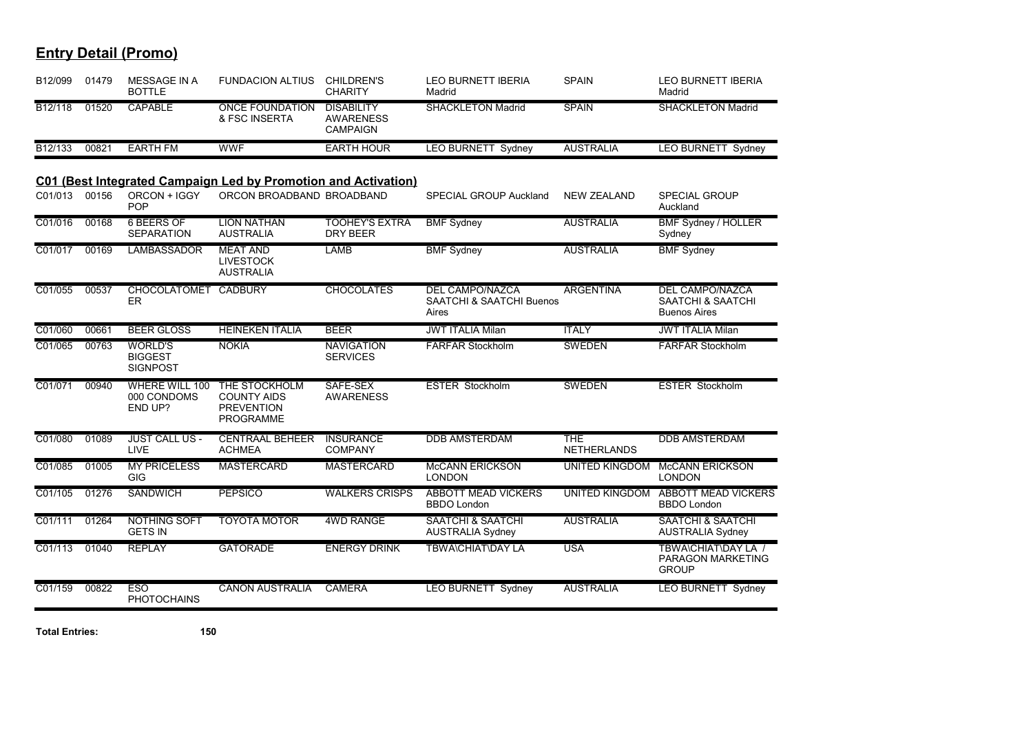## Entry Detail (Promo)

| | | | | | | | |
|---|---|---|---|---|---|---|---|
| B12/099 | 01479 | MESSAGE IN A BOTTLE | FUNDACION ALTIUS | CHILDREN'S CHARITY | LEO BURNETT IBERIA Madrid | SPAIN | LEO BURNETT IBERIA Madrid |
| B12/118 | 01520 | CAPABLE | ONCE FOUNDATION & FSC INSERTA | DISABILITY AWARENESS CAMPAIGN | SHACKLETON Madrid | SPAIN | SHACKLETON Madrid |
| B12/133 | 00821 | EARTH FM | WWF | EARTH HOUR | LEO BURNETT Sydney | AUSTRALIA | LEO BURNETT Sydney |

## C01 (Best Integrated Campaign Led by Promotion and Activation)

| | | | | | | | |
|---|---|---|---|---|---|---|---|
| C01/013 | 00156 | ORCON + IGGY POP | ORCON BROADBAND | BROADBAND | SPECIAL GROUP Auckland | NEW ZEALAND | SPECIAL GROUP Auckland |
| C01/016 | 00168 | 6 BEERS OF SEPARATION | LION NATHAN AUSTRALIA | TOOHEY'S EXTRA DRY BEER | BMF Sydney | AUSTRALIA | BMF Sydney / HOLLER Sydney |
| C01/017 | 00169 | LAMBASSADOR | MEAT AND LIVESTOCK AUSTRALIA | LAMB | BMF Sydney | AUSTRALIA | BMF Sydney |
| C01/055 | 00537 | CHOCOLATOMETER | CADBURY | CHOCOLATES | DEL CAMPO/NAZCA SAATCHI & SAATCHI Buenos Aires | ARGENTINA | DEL CAMPO/NAZCA SAATCHI & SAATCHI Buenos Aires |
| C01/060 | 00661 | BEER GLOSS | HEINEKEN ITALIA | BEER | JWT ITALIA Milan | ITALY | JWT ITALIA Milan |
| C01/065 | 00763 | WORLD'S BIGGEST SIGNPOST | NOKIA | NAVIGATION SERVICES | FARFAR Stockholm | SWEDEN | FARFAR Stockholm |
| C01/071 | 00940 | WHERE WILL 100 000 CONDOMS END UP? | THE STOCKHOLM COUNTY AIDS PREVENTION PROGRAMME | SAFE-SEX AWARENESS | ESTER Stockholm | SWEDEN | ESTER Stockholm |
| C01/080 | 01089 | JUST CALL US - LIVE | CENTRAAL BEHEER ACHMEA | INSURANCE COMPANY | DDB AMSTERDAM | THE NETHERLANDS | DDB AMSTERDAM |
| C01/085 | 01005 | MY PRICELESS GIG | MASTERCARD | MASTERCARD | McCANN ERICKSON LONDON | UNITED KINGDOM | McCANN ERICKSON LONDON |
| C01/105 | 01276 | SANDWICH | PEPSICO | WALKERS CRISPS | ABBOTT MEAD VICKERS BBDO London | UNITED KINGDOM | ABBOTT MEAD VICKERS BBDO London |
| C01/111 | 01264 | NOTHING SOFT GETS IN | TOYOTA MOTOR | 4WD RANGE | SAATCHI & SAATCHI AUSTRALIA Sydney | AUSTRALIA | SAATCHI & SAATCHI AUSTRALIA Sydney |
| C01/113 | 01040 | REPLAY | GATORADE | ENERGY DRINK | TBWA\CHIAT\DAY LA | USA | TBWA\CHIAT\DAY LA / PARAGON MARKETING GROUP |
| C01/159 | 00822 | ESO PHOTOCHAINS | CANON AUSTRALIA | CAMERA | LEO BURNETT Sydney | AUSTRALIA | LEO BURNETT Sydney |

**Total Entries:** 150